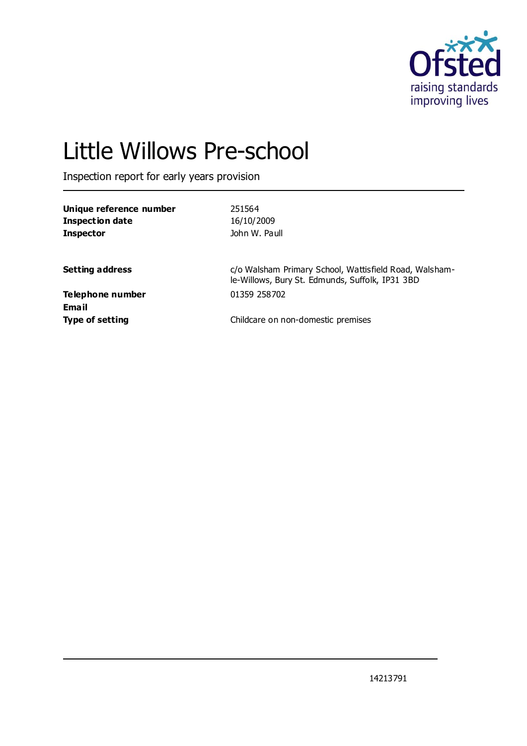# Little Willows Pre-school

Inspection report for early years provision

| | |
|---|---|
| **Unique reference number** | 251564 |
| **Inspection date** | 16/10/2009 |
| **Inspector** | John W. Paull |
| | |
| **Setting address** | c/o Walsham Primary School, Wattisfield Road, Walsham-le-Willows, Bury St. Edmunds, Suffolk, IP31 3BD |
| **Telephone number** | 01359 258702 |
| **Email** | |
| **Type of setting** | Childcare on non-domestic premises |

14213791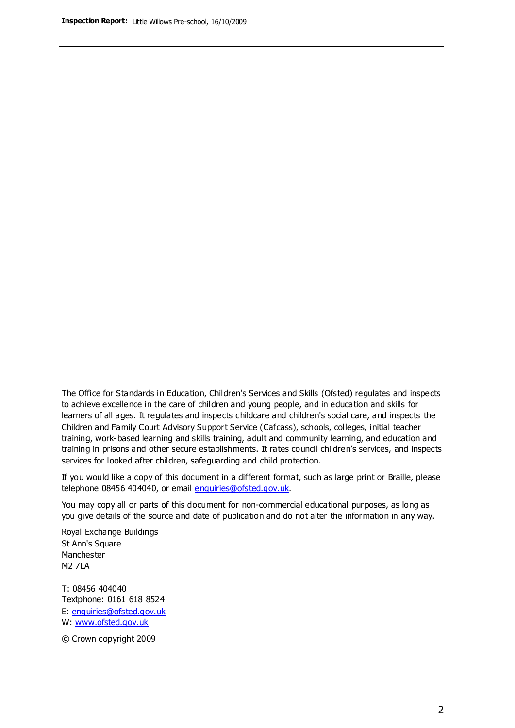The Office for Standards in Education, Children's Services and Skills (Ofsted) regulates and inspects to achieve excellence in the care of children and young people, and in education and skills for learners of all ages. It regulates and inspects childcare and children's social care, and inspects the Children and Family Court Advisory Support Service (Cafcass), schools, colleges, initial teacher training, work-based learning and skills training, adult and community learning, and education and training in prisons and other secure establishments. It rates council children's services, and inspects services for looked after children, safeguarding and child protection.

If you would like a copy of this document in a different format, such as large print or Braille, please telephone 08456 404040, or email enquiries@ofsted.gov.uk.

You may copy all or parts of this document for non-commercial educational purposes, as long as you give details of the source and date of publication and do not alter the information in any way.

Royal Exchange Buildings
St Ann's Square
Manchester
M2 7LA

T: 08456 404040
Textphone: 0161 618 8524
E: enquiries@ofsted.gov.uk
W: www.ofsted.gov.uk

© Crown copyright 2009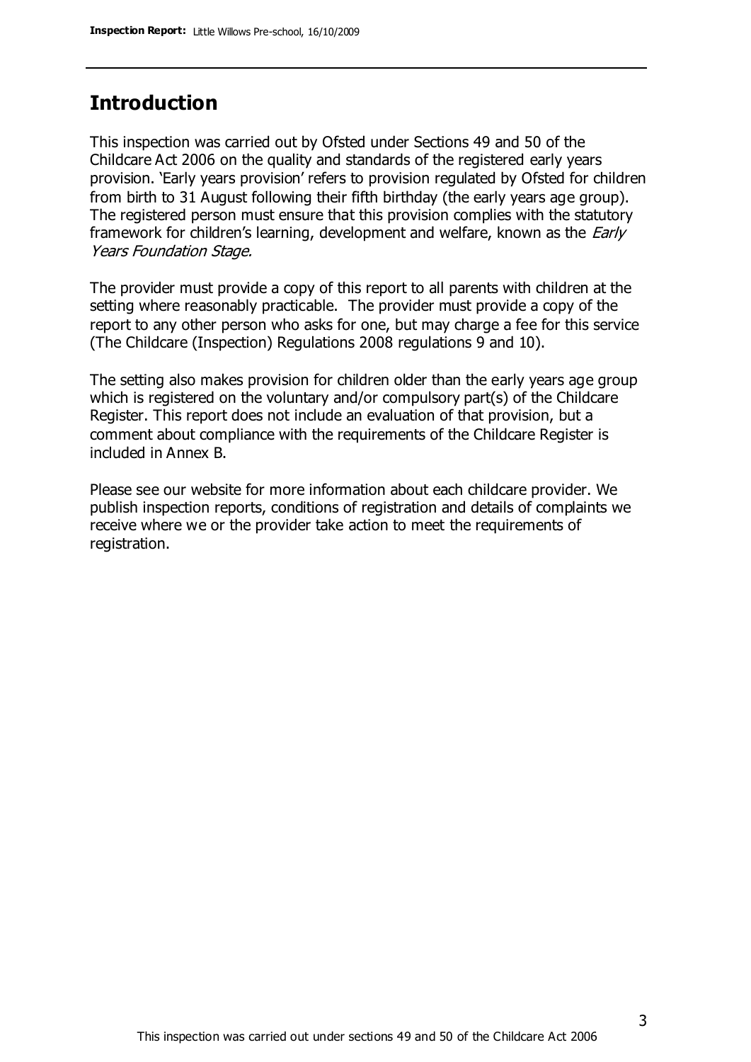## Introduction

This inspection was carried out by Ofsted under Sections 49 and 50 of the Childcare Act 2006 on the quality and standards of the registered early years provision. 'Early years provision' refers to provision regulated by Ofsted for children from birth to 31 August following their fifth birthday (the early years age group). The registered person must ensure that this provision complies with the statutory framework for children's learning, development and welfare, known as the *Early Years Foundation Stage.*

The provider must provide a copy of this report to all parents with children at the setting where reasonably practicable. The provider must provide a copy of the report to any other person who asks for one, but may charge a fee for this service (The Childcare (Inspection) Regulations 2008 regulations 9 and 10).

The setting also makes provision for children older than the early years age group which is registered on the voluntary and/or compulsory part(s) of the Childcare Register. This report does not include an evaluation of that provision, but a comment about compliance with the requirements of the Childcare Register is included in Annex B.

Please see our website for more information about each childcare provider. We publish inspection reports, conditions of registration and details of complaints we receive where we or the provider take action to meet the requirements of registration.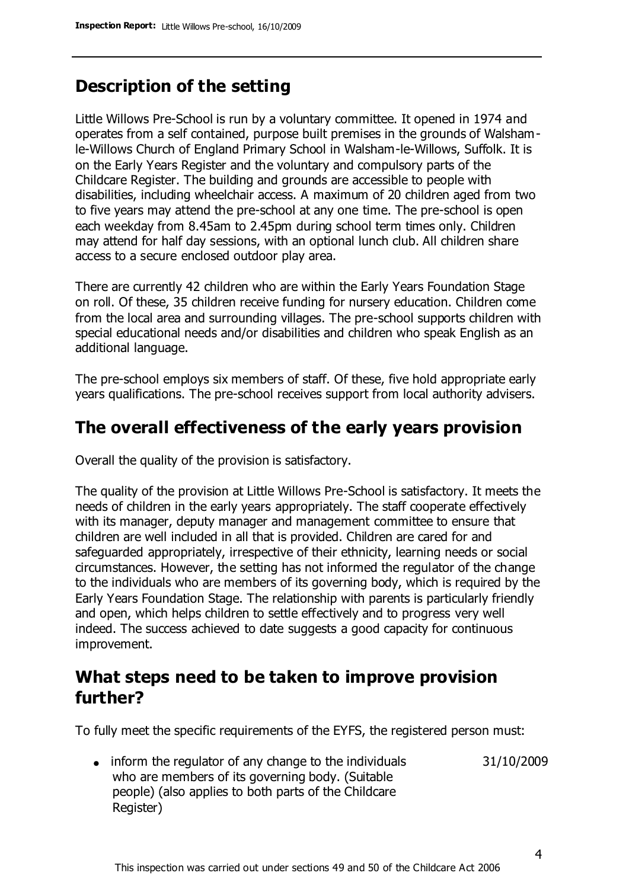## Description of the setting

Little Willows Pre-School is run by a voluntary committee. It opened in 1974 and operates from a self contained, purpose built premises in the grounds of Walsham-le-Willows Church of England Primary School in Walsham-le-Willows, Suffolk. It is on the Early Years Register and the voluntary and compulsory parts of the Childcare Register. The building and grounds are accessible to people with disabilities, including wheelchair access. A maximum of 20 children aged from two to five years may attend the pre-school at any one time. The pre-school is open each weekday from 8.45am to 2.45pm during school term times only. Children may attend for half day sessions, with an optional lunch club. All children share access to a secure enclosed outdoor play area.

There are currently 42 children who are within the Early Years Foundation Stage on roll. Of these, 35 children receive funding for nursery education. Children come from the local area and surrounding villages. The pre-school supports children with special educational needs and/or disabilities and children who speak English as an additional language.

The pre-school employs six members of staff. Of these, five hold appropriate early years qualifications. The pre-school receives support from local authority advisers.

## The overall effectiveness of the early years provision

Overall the quality of the provision is satisfactory.

The quality of the provision at Little Willows Pre-School is satisfactory. It meets the needs of children in the early years appropriately. The staff cooperate effectively with its manager, deputy manager and management committee to ensure that children are well included in all that is provided. Children are cared for and safeguarded appropriately, irrespective of their ethnicity, learning needs or social circumstances. However, the setting has not informed the regulator of the change to the individuals who are members of its governing body, which is required by the Early Years Foundation Stage. The relationship with parents is particularly friendly and open, which helps children to settle effectively and to progress very well indeed. The success achieved to date suggests a good capacity for continuous improvement.

## What steps need to be taken to improve provision further?

To fully meet the specific requirements of the EYFS, the registered person must:

| | |
|---|---|
| • inform the regulator of any change to the individuals who are members of its governing body. (Suitable people) (also applies to both parts of the Childcare Register) | 31/10/2009 |

This inspection was carried out under sections 49 and 50 of the Childcare Act 2006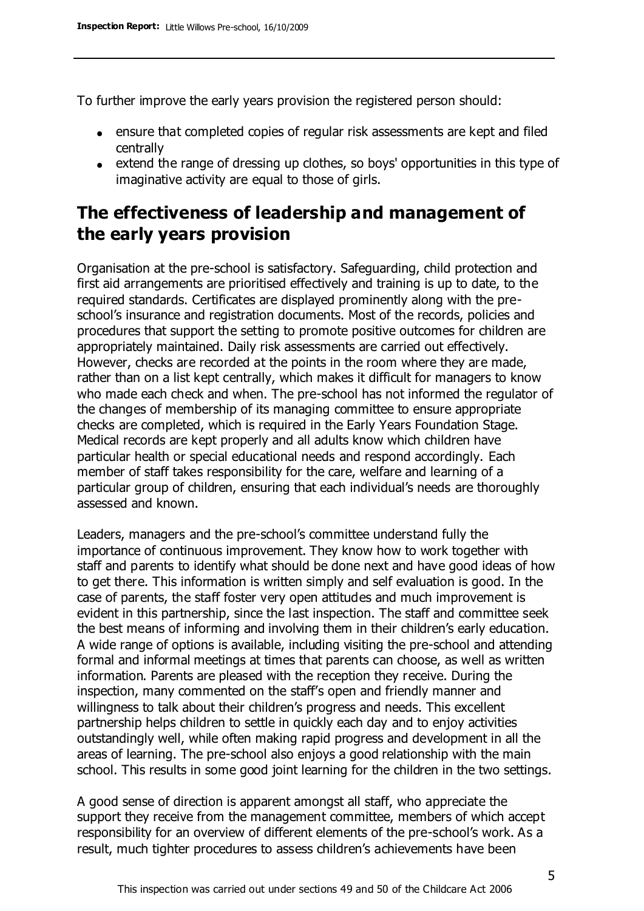To further improve the early years provision the registered person should:

- ensure that completed copies of regular risk assessments are kept and filed centrally
- extend the range of dressing up clothes, so boys' opportunities in this type of imaginative activity are equal to those of girls.

## The effectiveness of leadership and management of the early years provision

Organisation at the pre-school is satisfactory. Safeguarding, child protection and first aid arrangements are prioritised effectively and training is up to date, to the required standards. Certificates are displayed prominently along with the pre-school's insurance and registration documents. Most of the records, policies and procedures that support the setting to promote positive outcomes for children are appropriately maintained. Daily risk assessments are carried out effectively. However, checks are recorded at the points in the room where they are made, rather than on a list kept centrally, which makes it difficult for managers to know who made each check and when. The pre-school has not informed the regulator of the changes of membership of its managing committee to ensure appropriate checks are completed, which is required in the Early Years Foundation Stage. Medical records are kept properly and all adults know which children have particular health or special educational needs and respond accordingly. Each member of staff takes responsibility for the care, welfare and learning of a particular group of children, ensuring that each individual's needs are thoroughly assessed and known.

Leaders, managers and the pre-school's committee understand fully the importance of continuous improvement. They know how to work together with staff and parents to identify what should be done next and have good ideas of how to get there. This information is written simply and self evaluation is good. In the case of parents, the staff foster very open attitudes and much improvement is evident in this partnership, since the last inspection. The staff and committee seek the best means of informing and involving them in their children's early education. A wide range of options is available, including visiting the pre-school and attending formal and informal meetings at times that parents can choose, as well as written information. Parents are pleased with the reception they receive. During the inspection, many commented on the staff's open and friendly manner and willingness to talk about their children's progress and needs. This excellent partnership helps children to settle in quickly each day and to enjoy activities outstandingly well, while often making rapid progress and development in all the areas of learning. The pre-school also enjoys a good relationship with the main school. This results in some good joint learning for the children in the two settings.

A good sense of direction is apparent amongst all staff, who appreciate the support they receive from the management committee, members of which accept responsibility for an overview of different elements of the pre-school's work. As a result, much tighter procedures to assess children's achievements have been

This inspection was carried out under sections 49 and 50 of the Childcare Act 2006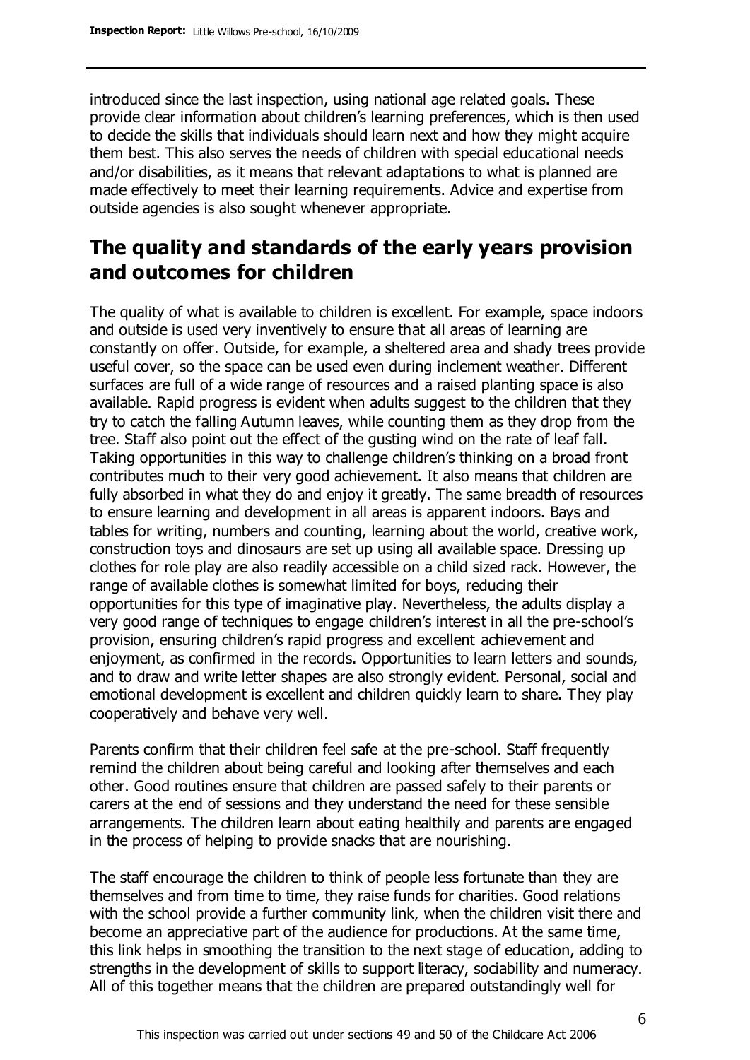introduced since the last inspection, using national age related goals. These provide clear information about children's learning preferences, which is then used to decide the skills that individuals should learn next and how they might acquire them best. This also serves the needs of children with special educational needs and/or disabilities, as it means that relevant adaptations to what is planned are made effectively to meet their learning requirements. Advice and expertise from outside agencies is also sought whenever appropriate.

## The quality and standards of the early years provision and outcomes for children

The quality of what is available to children is excellent. For example, space indoors and outside is used very inventively to ensure that all areas of learning are constantly on offer. Outside, for example, a sheltered area and shady trees provide useful cover, so the space can be used even during inclement weather. Different surfaces are full of a wide range of resources and a raised planting space is also available. Rapid progress is evident when adults suggest to the children that they try to catch the falling Autumn leaves, while counting them as they drop from the tree. Staff also point out the effect of the gusting wind on the rate of leaf fall. Taking opportunities in this way to challenge children's thinking on a broad front contributes much to their very good achievement. It also means that children are fully absorbed in what they do and enjoy it greatly. The same breadth of resources to ensure learning and development in all areas is apparent indoors. Bays and tables for writing, numbers and counting, learning about the world, creative work, construction toys and dinosaurs are set up using all available space. Dressing up clothes for role play are also readily accessible on a child sized rack. However, the range of available clothes is somewhat limited for boys, reducing their opportunities for this type of imaginative play. Nevertheless, the adults display a very good range of techniques to engage children's interest in all the pre-school's provision, ensuring children's rapid progress and excellent achievement and enjoyment, as confirmed in the records. Opportunities to learn letters and sounds, and to draw and write letter shapes are also strongly evident. Personal, social and emotional development is excellent and children quickly learn to share. They play cooperatively and behave very well.

Parents confirm that their children feel safe at the pre-school. Staff frequently remind the children about being careful and looking after themselves and each other. Good routines ensure that children are passed safely to their parents or carers at the end of sessions and they understand the need for these sensible arrangements. The children learn about eating healthily and parents are engaged in the process of helping to provide snacks that are nourishing.

The staff encourage the children to think of people less fortunate than they are themselves and from time to time, they raise funds for charities. Good relations with the school provide a further community link, when the children visit there and become an appreciative part of the audience for productions. At the same time, this link helps in smoothing the transition to the next stage of education, adding to strengths in the development of skills to support literacy, sociability and numeracy. All of this together means that the children are prepared outstandingly well for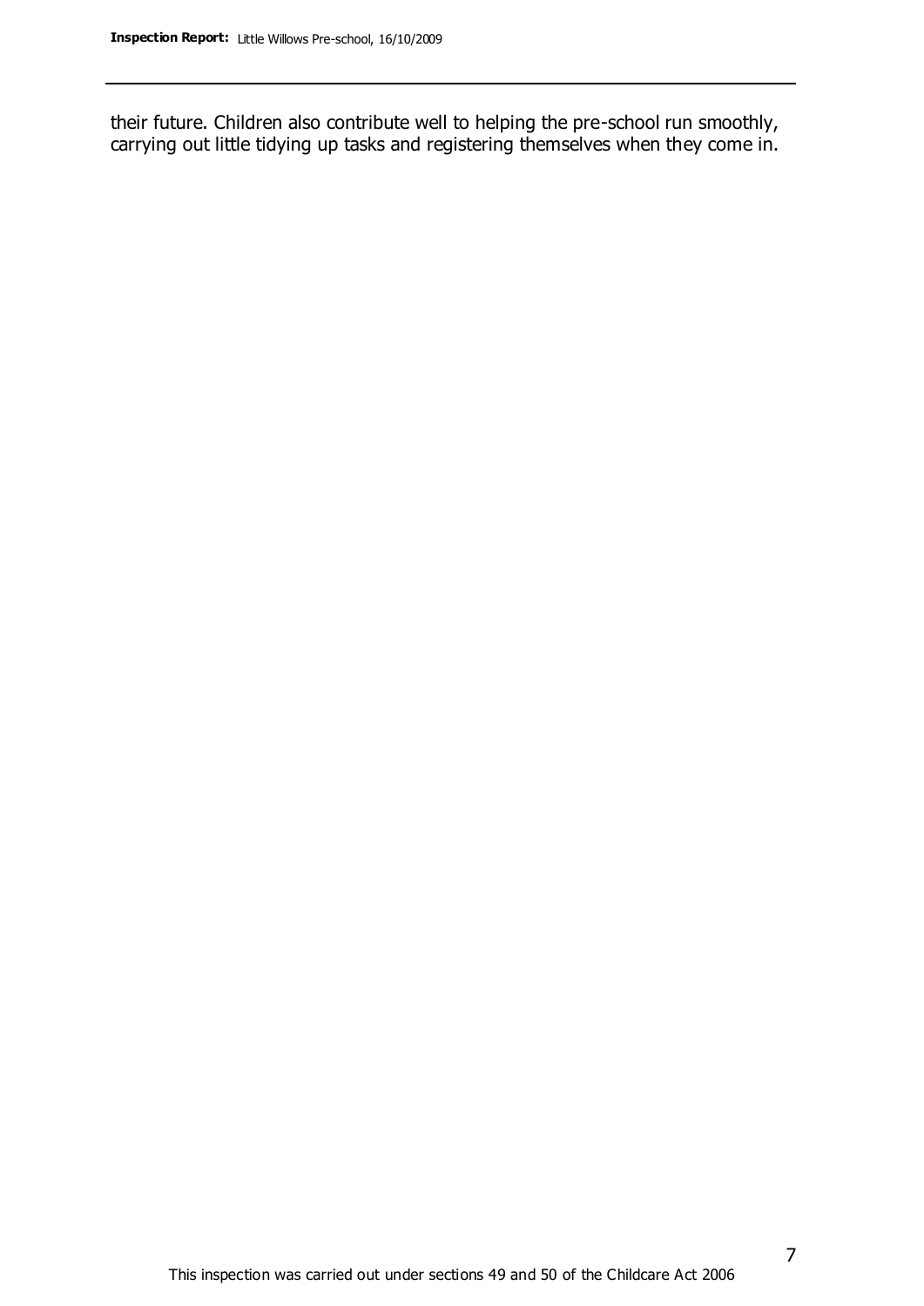their future. Children also contribute well to helping the pre-school run smoothly, carrying out little tidying up tasks and registering themselves when they come in.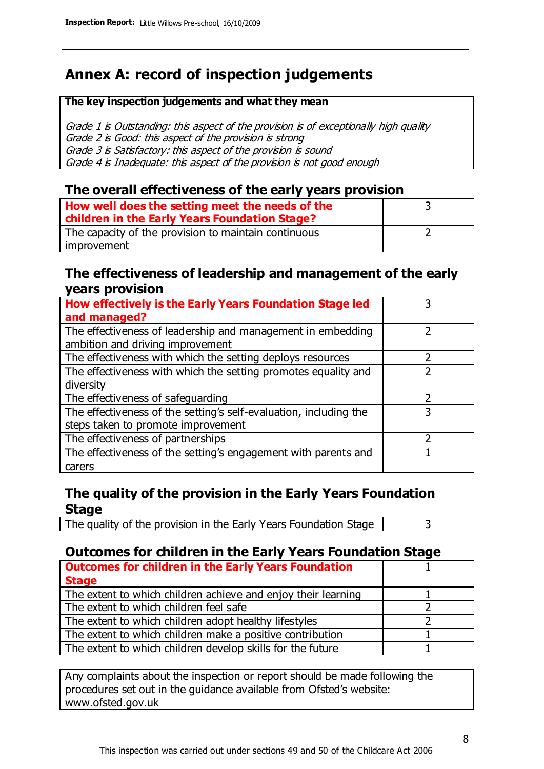# Annex A: record of inspection judgements

| The key inspection judgements and what they mean |
|---|
| *Grade 1 is Outstanding: this aspect of the provision is of exceptionally high quality*<br>*Grade 2 is Good: this aspect of the provision is strong*<br>*Grade 3 is Satisfactory: this aspect of the provision is sound*<br>*Grade 4 is Inadequate: this aspect of the provision is not good enough* |

## The overall effectiveness of the early years provision

| | |
|---|---|
| **How well does the setting meet the needs of the children in the Early Years Foundation Stage?** | 3 |
| The capacity of the provision to maintain continuous improvement | 2 |

## The effectiveness of leadership and management of the early years provision

| | |
|---|---|
| **How effectively is the Early Years Foundation Stage led and managed?** | 3 |
| The effectiveness of leadership and management in embedding ambition and driving improvement | 2 |
| The effectiveness with which the setting deploys resources | 2 |
| The effectiveness with which the setting promotes equality and diversity | 2 |
| The effectiveness of safeguarding | 2 |
| The effectiveness of the setting's self-evaluation, including the steps taken to promote improvement | 3 |
| The effectiveness of partnerships | 2 |
| The effectiveness of the setting's engagement with parents and carers | 1 |

## The quality of the provision in the Early Years Foundation Stage

| | |
|---|---|
| The quality of the provision in the Early Years Foundation Stage | 3 |

## Outcomes for children in the Early Years Foundation Stage

| | |
|---|---|
| **Outcomes for children in the Early Years Foundation Stage** | 1 |
| The extent to which children achieve and enjoy their learning | 1 |
| The extent to which children feel safe | 2 |
| The extent to which children adopt healthy lifestyles | 2 |
| The extent to which children make a positive contribution | 1 |
| The extent to which children develop skills for the future | 1 |

Any complaints about the inspection or report should be made following the procedures set out in the guidance available from Ofsted's website: www.ofsted.gov.uk

This inspection was carried out under sections 49 and 50 of the Childcare Act 2006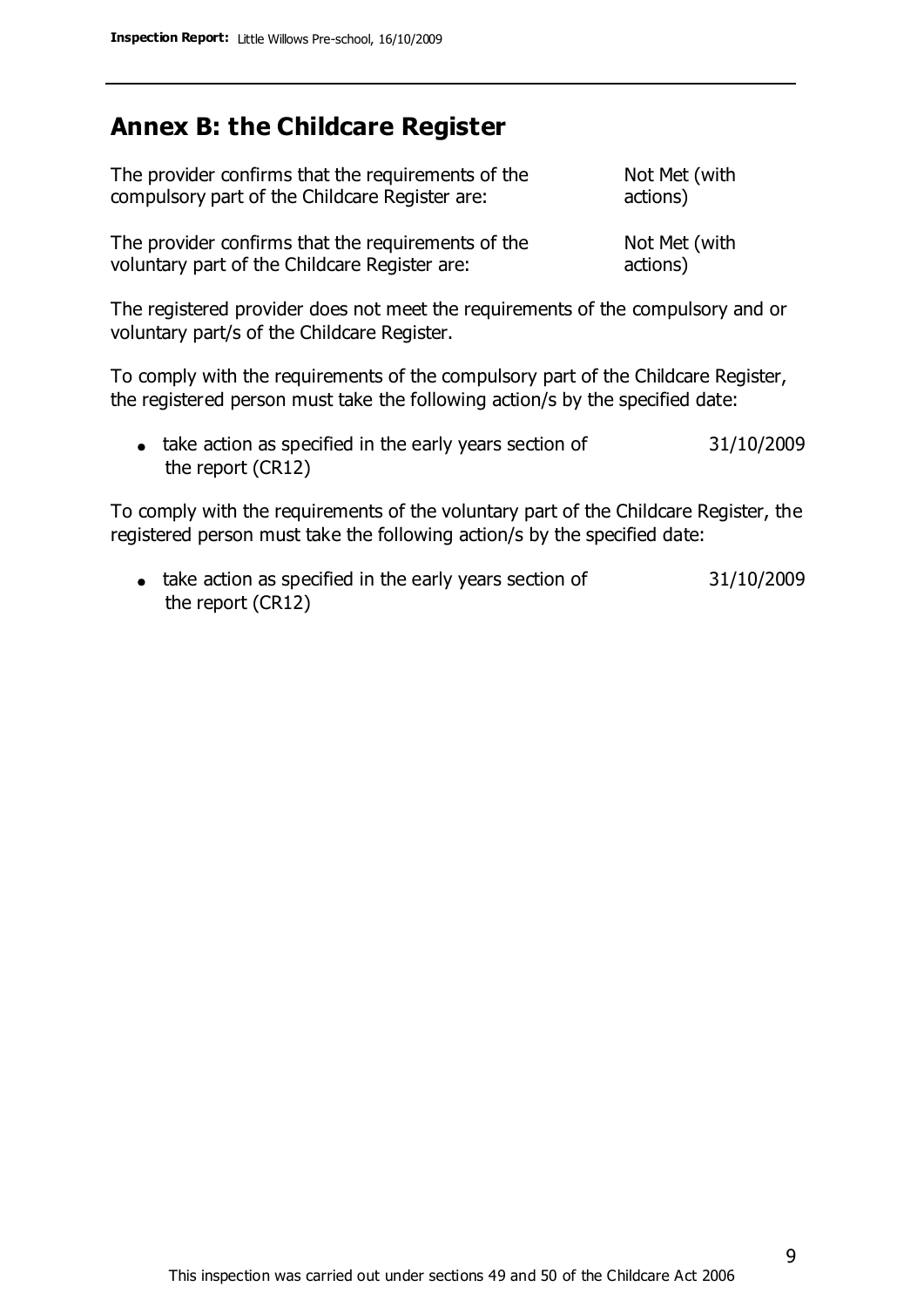## Annex B: the Childcare Register

| | |
|---|---|
| The provider confirms that the requirements of the compulsory part of the Childcare Register are: | Not Met (with actions) |
| The provider confirms that the requirements of the voluntary part of the Childcare Register are: | Not Met (with actions) |

The registered provider does not meet the requirements of the compulsory and or voluntary part/s of the Childcare Register.

To comply with the requirements of the compulsory part of the Childcare Register, the registered person must take the following action/s by the specified date:

- take action as specified in the early years section of the report (CR12) — 31/10/2009

To comply with the requirements of the voluntary part of the Childcare Register, the registered person must take the following action/s by the specified date:

- take action as specified in the early years section of the report (CR12) — 31/10/2009

This inspection was carried out under sections 49 and 50 of the Childcare Act 2006